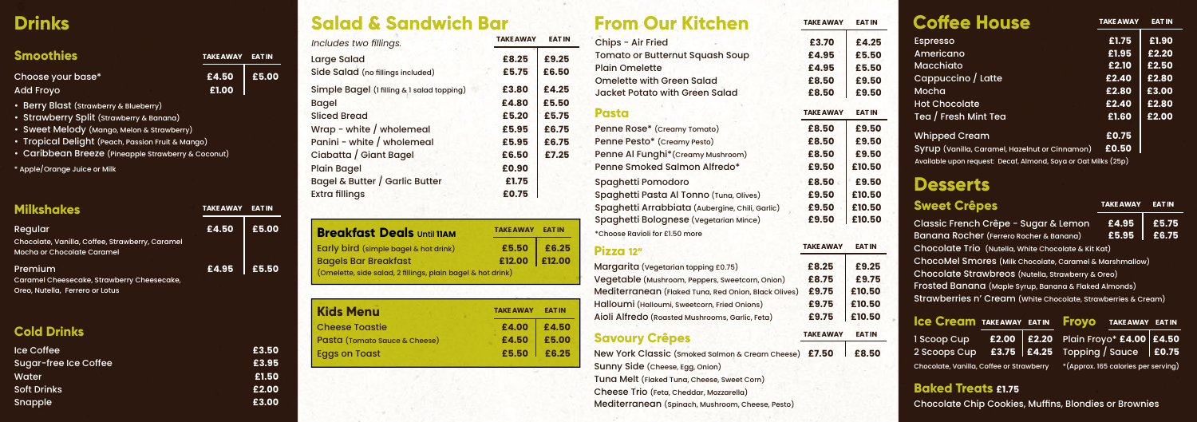# Drinks

## Smoothies

| | TAKE AWAY | EAT IN |
|---|---|---|
| Choose your base* | £4.50 | £5.00 |
| Add Froyo | £1.00 | |

- Berry Blast (Strawberry & Blueberry)
- Strawberry Split (Strawberry & Banana)
- Sweet Melody (Mango, Melon & Strawberry)
- Tropical Delight (Peach, Passion Fruit & Mango)
- Caribbean Breeze (Pineapple Strawberry & Coconut)

* Apple/Orange Juice or Milk

## Milkshakes

| | TAKE AWAY | EAT IN |
|---|---|---|
| Regular<br>Chocolate, Vanilla, Coffee, Strawberry, Caramel Mocha or Chocolate Caramel | £4.50 | £5.00 |
| Premium<br>Caramel Cheesecake, Strawberry Cheesecake, Oreo, Nutella, Ferrero or Lotus | £4.95 | £5.50 |

## Cold Drinks

| | |
|---|---|
| Ice Coffee | £3.50 |
| Sugar-free Ice Coffee | £3.95 |
| Water | £1.50 |
| Soft Drinks | £2.00 |
| Snapple | £3.00 |

# Salad & Sandwich Bar

*Includes two fillings.*

| | TAKE AWAY | EAT IN |
|---|---|---|
| Large Salad | £8.25 | £9.25 |
| Side Salad (no fillings included) | £5.75 | £6.50 |
| Simple Bagel (1 filling & 1 salad topping) | £3.80 | £4.25 |
| Bagel | £4.80 | £5.50 |
| Sliced Bread | £5.20 | £5.75 |
| Wrap - white / wholemeal | £5.95 | £6.75 |
| Panini - white / wholemeal | £5.95 | £6.75 |
| Ciabatta / Giant Bagel | £6.50 | £7.25 |
| Plain Bagel | £0.90 | |
| Bagel & Butter / Garlic Butter | £1.75 | |
| Extra fillings | £0.75 | |

## Breakfast Deals Until 11AM

| | TAKE AWAY | EAT IN |
|---|---|---|
| Early bird (simple bagel & hot drink) | £5.50 | £6.25 |
| Bagels Bar Breakfast<br>(Omelette, side salad, 2 fillings, plain bagel & hot drink) | £12.00 | £12.00 |

## Kids Menu

| | TAKE AWAY | EAT IN |
|---|---|---|
| Cheese Toastie | £4.00 | £4.50 |
| Pasta (Tomato Sauce & Cheese) | £4.50 | £5.00 |
| Eggs on Toast | £5.50 | £6.25 |

# From Our Kitchen

| | TAKE AWAY | EAT IN |
|---|---|---|
| Chips - Air Fried | £3.70 | £4.25 |
| Tomato or Butternut Squash Soup | £4.95 | £5.50 |
| Plain Omelette | £4.95 | £5.50 |
| Omelette with Green Salad | £8.50 | £9.50 |
| Jacket Potato with Green Salad | £8.50 | £9.50 |

## Pasta

| | TAKE AWAY | EAT IN |
|---|---|---|
| Penne Rose* (Creamy Tomato) | £8.50 | £9.50 |
| Penne Pesto* (Creamy Pesto) | £8.50 | £9.50 |
| Penne Al Funghi* (Creamy Mushroom) | £8.50 | £9.50 |
| Penne Smoked Salmon Alfredo* | £9.50 | £10.50 |
| Spaghetti Pomodoro | £8.50 | £9.50 |
| Spaghetti Pasta Al Tonno (Tuna, Olives) | £9.50 | £10.50 |
| Spaghetti Arrabbiata (Aubergine, Chili, Garlic) | £9.50 | £10.50 |
| Spaghetti Bolognese (Vegetarian Mince) | £9.50 | £10.50 |

*Choose Ravioli for £1.50 more

## Pizza 12"

| | TAKE AWAY | EAT IN |
|---|---|---|
| Margarita (Vegetarian topping £0.75) | £8.25 | £9.25 |
| Vegetable (Mushroom, Peppers, Sweetcorn, Onion) | £8.75 | £9.75 |
| Mediterranean (Flaked Tuna, Red Onion, Black Olives) | £9.75 | £10.50 |
| Halloumi (Halloumi, Sweetcorn, Fried Onions) | £9.75 | £10.50 |
| Aioli Alfredo (Roasted Mushrooms, Garlic, Feta) | £9.75 | £10.50 |

## Savoury Crêpes

| | TAKE AWAY | EAT IN |
|---|---|---|
| New York Classic (Smoked Salmon & Cream Cheese) | £7.50 | £8.50 |
| Sunny Side (Cheese, Egg, Onion) | | |
| Tuna Melt (Flaked Tuna, Cheese, Sweet Corn) | | |
| Cheese Trio (Feta, Cheddar, Mozzarella) | | |
| Mediterranean (Spinach, Mushroom, Cheese, Pesto) | | |

# Coffee House

| | TAKE AWAY | EAT IN |
|---|---|---|
| Espresso | £1.75 | £1.90 |
| Americano | £1.95 | £2.20 |
| Macchiato | £2.10 | £2.50 |
| Cappuccino / Latte | £2.40 | £2.80 |
| Mocha | £2.80 | £3.00 |
| Hot Chocolate | £2.40 | £2.80 |
| Tea / Fresh Mint Tea | £1.60 | £2.00 |
| Whipped Cream | £0.75 | |
| Syrup (Vanilla, Caramel, Hazelnut or Cinnamon) | £0.50 | |

Available upon request: Decaf, Almond, Soya or Oat Milks (25p)

# Desserts

## Sweet Crêpes

| | TAKE AWAY | EAT IN |
|---|---|---|
| Classic French Crêpe - Sugar & Lemon | £4.95 | £5.75 |
| Banana Rocher (Ferrero Rocher & Banana) | £5.95 | £6.75 |
| Chocolate Trio (Nutella, White Chocolate & Kit Kat) | | |
| ChocoMel Smores (Milk Chocolate, Caramel & Marshmallow) | | |
| Chocolate Strawbreos (Nutella, Strawberry & Oreo) | | |
| Frosted Banana (Maple Syrup, Banana & Flaked Almonds) | | |
| Strawberries n' Cream (White Chocolate, Strawberries & Cream) | | |

## Ice Cream

| | TAKE AWAY | EAT IN |
|---|---|---|
| 1 Scoop Cup | £2.00 | £2.20 |
| 2 Scoops Cup | £3.75 | £4.25 |

Chocolate, Vanilla, Coffee or Strawberry

## Froyo

| | TAKE AWAY | EAT IN |
|---|---|---|
| Plain Froyo* | £4.00 | £4.50 |
| Topping / Sauce | | £0.75 |

*(Approx. 165 calories per serving)

## Baked Treats £1.75

Chocolate Chip Cookies, Muffins, Blondies or Brownies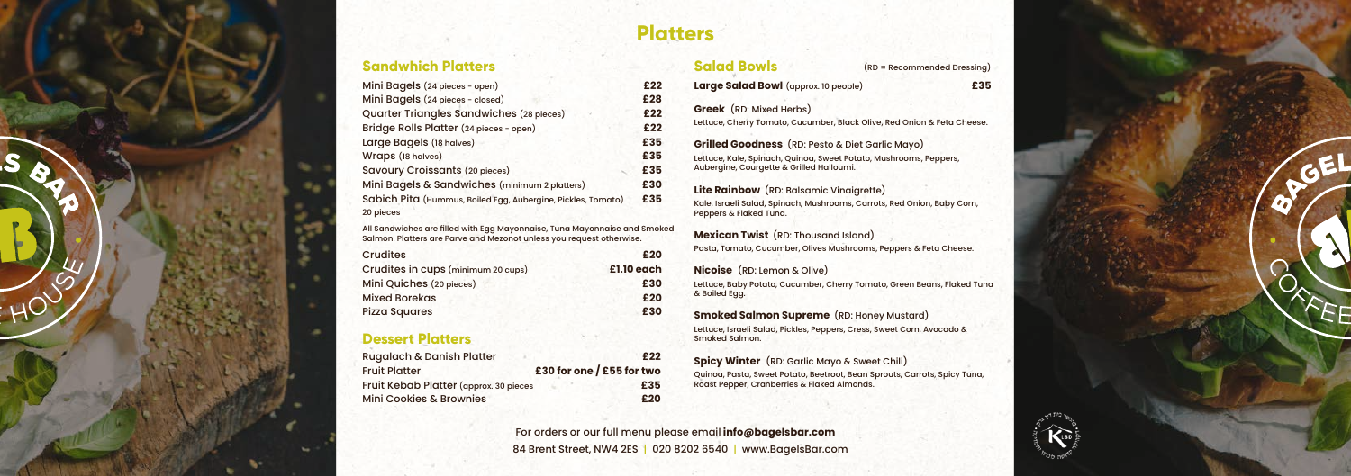# Platters

## Sandwhich Platters

| | |
|---|---|
| Mini Bagels (24 pieces - open) | £22 |
| Mini Bagels (24 pieces - closed) | £28 |
| Quarter Triangles Sandwiches (28 pieces) | £22 |
| Bridge Rolls Platter (24 pieces - open) | £22 |
| Large Bagels (18 halves) | £35 |
| Wraps (18 halves) | £35 |
| Savoury Croissants (20 pieces) | £35 |
| Mini Bagels & Sandwiches (minimum 2 platters) | £30 |
| Sabich Pita (Hummus, Boiled Egg, Aubergine, Pickles, Tomato) 20 pieces | £35 |

All Sandwiches are filled with Egg Mayonnaise, Tuna Mayonnaise and Smoked Salmon. Platters are Parve and Mezonot unless you request otherwise.

| | |
|---|---|
| Crudites | £20 |
| Crudites in cups (minimum 20 cups) | £1.10 each |
| Mini Quiches (20 pieces) | £30 |
| Mixed Borekas | £20 |
| Pizza Squares | £30 |

## Dessert Platters

| | |
|---|---|
| Rugalach & Danish Platter | £22 |
| Fruit Platter | £30 for one / £55 for two |
| Fruit Kebab Platter (approx. 30 pieces | £35 |
| Mini Cookies & Brownies | £20 |

## Salad Bowls

(RD = Recommended Dressing)

**Large Salad Bowl** (approx. 10 people) **£35**

**Greek** (RD: Mixed Herbs)
Lettuce, Cherry Tomato, Cucumber, Black Olive, Red Onion & Feta Cheese.

**Grilled Goodness** (RD: Pesto & Diet Garlic Mayo)
Lettuce, Kale, Spinach, Quinoa, Sweet Potato, Mushrooms, Peppers, Aubergine, Courgette & Grilled Halloumi.

**Lite Rainbow** (RD: Balsamic Vinaigrette)
Kale, Israeli Salad, Spinach, Mushrooms, Carrots, Red Onion, Baby Corn, Peppers & Flaked Tuna.

**Mexican Twist** (RD: Thousand Island)
Pasta, Tomato, Cucumber, Olives Mushrooms, Peppers & Feta Cheese.

**Nicoise** (RD: Lemon & Olive)
Lettuce, Baby Potato, Cucumber, Cherry Tomato, Green Beans, Flaked Tuna & Boiled Egg.

**Smoked Salmon Supreme** (RD: Honey Mustard)
Lettuce, Israeli Salad, Pickles, Peppers, Cress, Sweet Corn, Avocado & Smoked Salmon.

**Spicy Winter** (RD: Garlic Mayo & Sweet Chili)
Quinoa, Pasta, Sweet Potato, Beetroot, Bean Sprouts, Carrots, Spicy Tuna, Roast Pepper, Cranberries & Flaked Almonds.

For orders or our full menu please email **info@bagelsbar.com**
84 Brent Street, NW4 2ES | 020 8202 6540 | www.BagelsBar.com